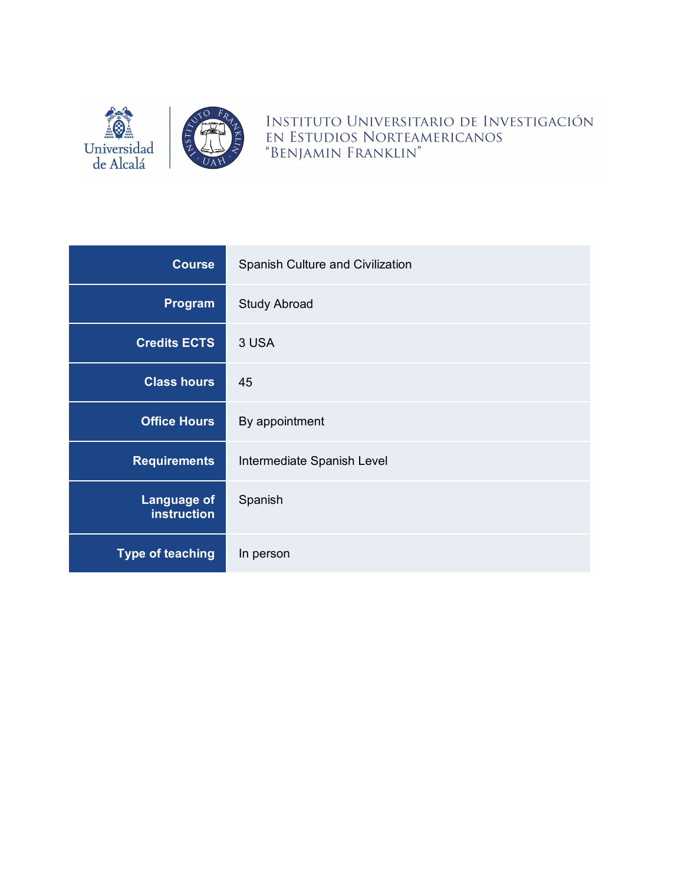Universidad de Alcalá

INSTITUTO UNIVERSITARIO DE INVESTIGACIÓN EN ESTUDIOS NORTEAMERICANOS "BENJAMIN FRANKLIN"

| | |
|---|---|
| **Course** | Spanish Culture and Civilization |
| **Program** | Study Abroad |
| **Credits ECTS** | 3 USA |
| **Class hours** | 45 |
| **Office Hours** | By appointment |
| **Requirements** | Intermediate Spanish Level |
| **Language of instruction** | Spanish |
| **Type of teaching** | In person |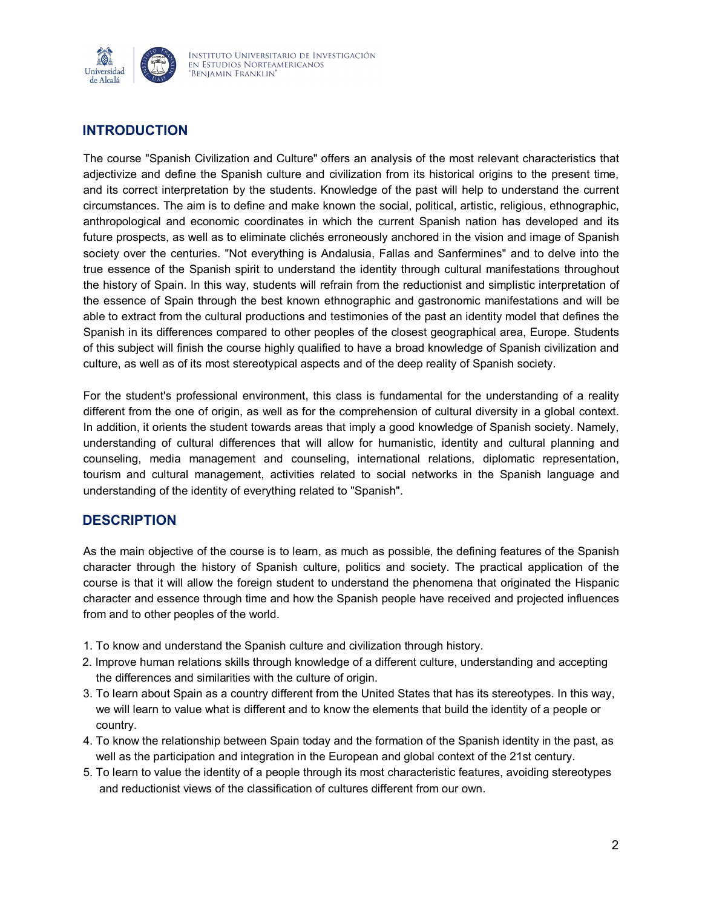## INTRODUCTION

The course "Spanish Civilization and Culture" offers an analysis of the most relevant characteristics that adjectivize and define the Spanish culture and civilization from its historical origins to the present time, and its correct interpretation by the students. Knowledge of the past will help to understand the current circumstances. The aim is to define and make known the social, political, artistic, religious, ethnographic, anthropological and economic coordinates in which the current Spanish nation has developed and its future prospects, as well as to eliminate clichés erroneously anchored in the vision and image of Spanish society over the centuries. "Not everything is Andalusia, Fallas and Sanfermines" and to delve into the true essence of the Spanish spirit to understand the identity through cultural manifestations throughout the history of Spain. In this way, students will refrain from the reductionist and simplistic interpretation of the essence of Spain through the best known ethnographic and gastronomic manifestations and will be able to extract from the cultural productions and testimonies of the past an identity model that defines the Spanish in its differences compared to other peoples of the closest geographical area, Europe. Students of this subject will finish the course highly qualified to have a broad knowledge of Spanish civilization and culture, as well as of its most stereotypical aspects and of the deep reality of Spanish society.

For the student's professional environment, this class is fundamental for the understanding of a reality different from the one of origin, as well as for the comprehension of cultural diversity in a global context. In addition, it orients the student towards areas that imply a good knowledge of Spanish society. Namely, understanding of cultural differences that will allow for humanistic, identity and cultural planning and counseling, media management and counseling, international relations, diplomatic representation, tourism and cultural management, activities related to social networks in the Spanish language and understanding of the identity of everything related to "Spanish".

## DESCRIPTION

As the main objective of the course is to learn, as much as possible, the defining features of the Spanish character through the history of Spanish culture, politics and society. The practical application of the course is that it will allow the foreign student to understand the phenomena that originated the Hispanic character and essence through time and how the Spanish people have received and projected influences from and to other peoples of the world.

1. To know and understand the Spanish culture and civilization through history.
2. Improve human relations skills through knowledge of a different culture, understanding and accepting the differences and similarities with the culture of origin.
3. To learn about Spain as a country different from the United States that has its stereotypes. In this way, we will learn to value what is different and to know the elements that build the identity of a people or country.
4. To know the relationship between Spain today and the formation of the Spanish identity in the past, as well as the participation and integration in the European and global context of the 21st century.
5. To learn to value the identity of a people through its most characteristic features, avoiding stereotypes and reductionist views of the classification of cultures different from our own.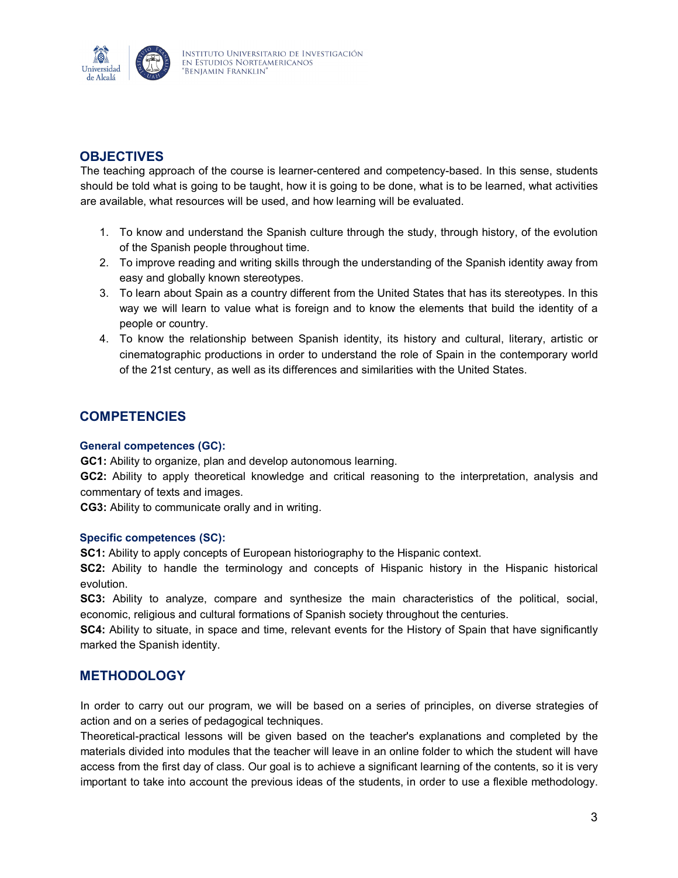## OBJECTIVES

The teaching approach of the course is learner-centered and competency-based. In this sense, students should be told what is going to be taught, how it is going to be done, what is to be learned, what activities are available, what resources will be used, and how learning will be evaluated.

1. To know and understand the Spanish culture through the study, through history, of the evolution of the Spanish people throughout time.
2. To improve reading and writing skills through the understanding of the Spanish identity away from easy and globally known stereotypes.
3. To learn about Spain as a country different from the United States that has its stereotypes. In this way we will learn to value what is foreign and to know the elements that build the identity of a people or country.
4. To know the relationship between Spanish identity, its history and cultural, literary, artistic or cinematographic productions in order to understand the role of Spain in the contemporary world of the 21st century, as well as its differences and similarities with the United States.

## COMPETENCIES

### General competences (GC):

**GC1:** Ability to organize, plan and develop autonomous learning.

**GC2:** Ability to apply theoretical knowledge and critical reasoning to the interpretation, analysis and commentary of texts and images.

**CG3:** Ability to communicate orally and in writing.

### Specific competences (SC):

**SC1:** Ability to apply concepts of European historiography to the Hispanic context.

**SC2:** Ability to handle the terminology and concepts of Hispanic history in the Hispanic historical evolution.

**SC3:** Ability to analyze, compare and synthesize the main characteristics of the political, social, economic, religious and cultural formations of Spanish society throughout the centuries.

**SC4:** Ability to situate, in space and time, relevant events for the History of Spain that have significantly marked the Spanish identity.

## METHODOLOGY

In order to carry out our program, we will be based on a series of principles, on diverse strategies of action and on a series of pedagogical techniques.

Theoretical-practical lessons will be given based on the teacher's explanations and completed by the materials divided into modules that the teacher will leave in an online folder to which the student will have access from the first day of class. Our goal is to achieve a significant learning of the contents, so it is very important to take into account the previous ideas of the students, in order to use a flexible methodology.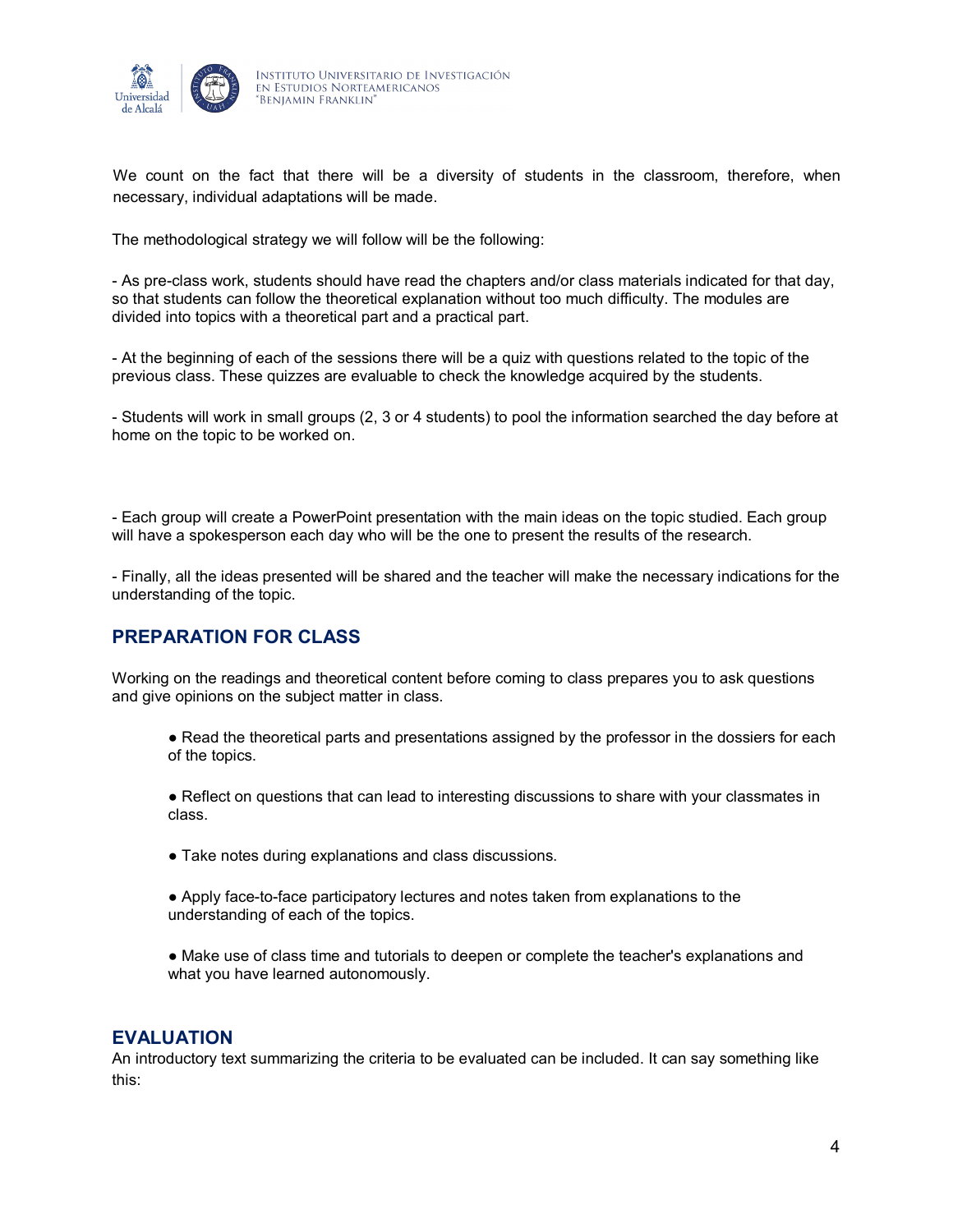We count on the fact that there will be a diversity of students in the classroom, therefore, when necessary, individual adaptations will be made.

The methodological strategy we will follow will be the following:

- As pre-class work, students should have read the chapters and/or class materials indicated for that day, so that students can follow the theoretical explanation without too much difficulty. The modules are divided into topics with a theoretical part and a practical part.

- At the beginning of each of the sessions there will be a quiz with questions related to the topic of the previous class. These quizzes are evaluable to check the knowledge acquired by the students.

- Students will work in small groups (2, 3 or 4 students) to pool the information searched the day before at home on the topic to be worked on.

- Each group will create a PowerPoint presentation with the main ideas on the topic studied. Each group will have a spokesperson each day who will be the one to present the results of the research.

- Finally, all the ideas presented will be shared and the teacher will make the necessary indications for the understanding of the topic.

## PREPARATION FOR CLASS

Working on the readings and theoretical content before coming to class prepares you to ask questions and give opinions on the subject matter in class.

- Read the theoretical parts and presentations assigned by the professor in the dossiers for each of the topics.
- Reflect on questions that can lead to interesting discussions to share with your classmates in class.
- Take notes during explanations and class discussions.
- Apply face-to-face participatory lectures and notes taken from explanations to the understanding of each of the topics.
- Make use of class time and tutorials to deepen or complete the teacher's explanations and what you have learned autonomously.

## EVALUATION

An introductory text summarizing the criteria to be evaluated can be included. It can say something like this: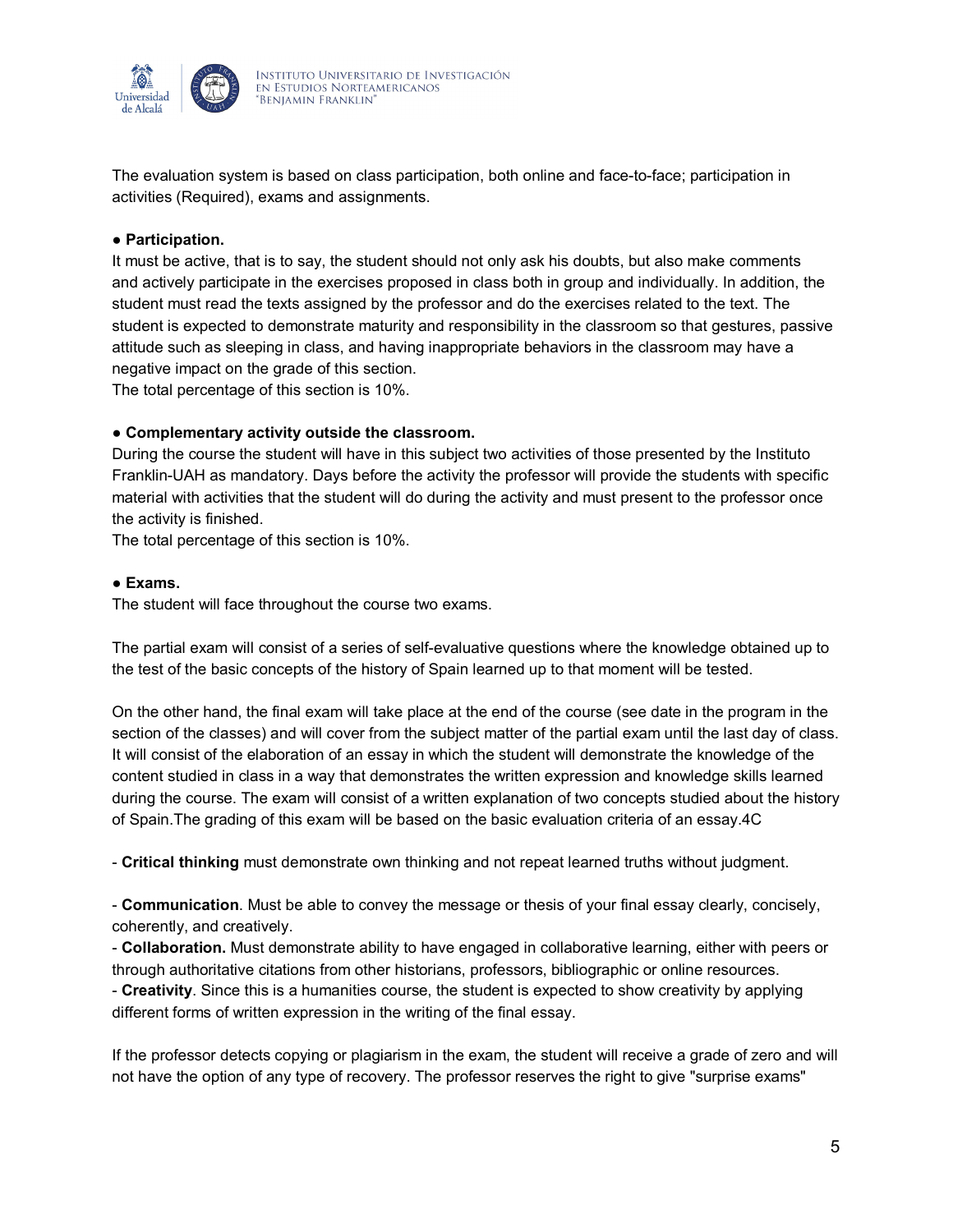The evaluation system is based on class participation, both online and face-to-face; participation in activities (Required), exams and assignments.

● **Participation.**

It must be active, that is to say, the student should not only ask his doubts, but also make comments and actively participate in the exercises proposed in class both in group and individually. In addition, the student must read the texts assigned by the professor and do the exercises related to the text. The student is expected to demonstrate maturity and responsibility in the classroom so that gestures, passive attitude such as sleeping in class, and having inappropriate behaviors in the classroom may have a negative impact on the grade of this section.
The total percentage of this section is 10%.

● **Complementary activity outside the classroom.**

During the course the student will have in this subject two activities of those presented by the Instituto Franklin-UAH as mandatory. Days before the activity the professor will provide the students with specific material with activities that the student will do during the activity and must present to the professor once the activity is finished.
The total percentage of this section is 10%.

● **Exams.**

The student will face throughout the course two exams.

The partial exam will consist of a series of self-evaluative questions where the knowledge obtained up to the test of the basic concepts of the history of Spain learned up to that moment will be tested.

On the other hand, the final exam will take place at the end of the course (see date in the program in the section of the classes) and will cover from the subject matter of the partial exam until the last day of class. It will consist of the elaboration of an essay in which the student will demonstrate the knowledge of the content studied in class in a way that demonstrates the written expression and knowledge skills learned during the course. The exam will consist of a written explanation of two concepts studied about the history of Spain.The grading of this exam will be based on the basic evaluation criteria of an essay.4C

- **Critical thinking** must demonstrate own thinking and not repeat learned truths without judgment.

- **Communication**. Must be able to convey the message or thesis of your final essay clearly, concisely, coherently, and creatively.
- **Collaboration.** Must demonstrate ability to have engaged in collaborative learning, either with peers or through authoritative citations from other historians, professors, bibliographic or online resources.
- **Creativity**. Since this is a humanities course, the student is expected to show creativity by applying different forms of written expression in the writing of the final essay.

If the professor detects copying or plagiarism in the exam, the student will receive a grade of zero and will not have the option of any type of recovery. The professor reserves the right to give "surprise exams"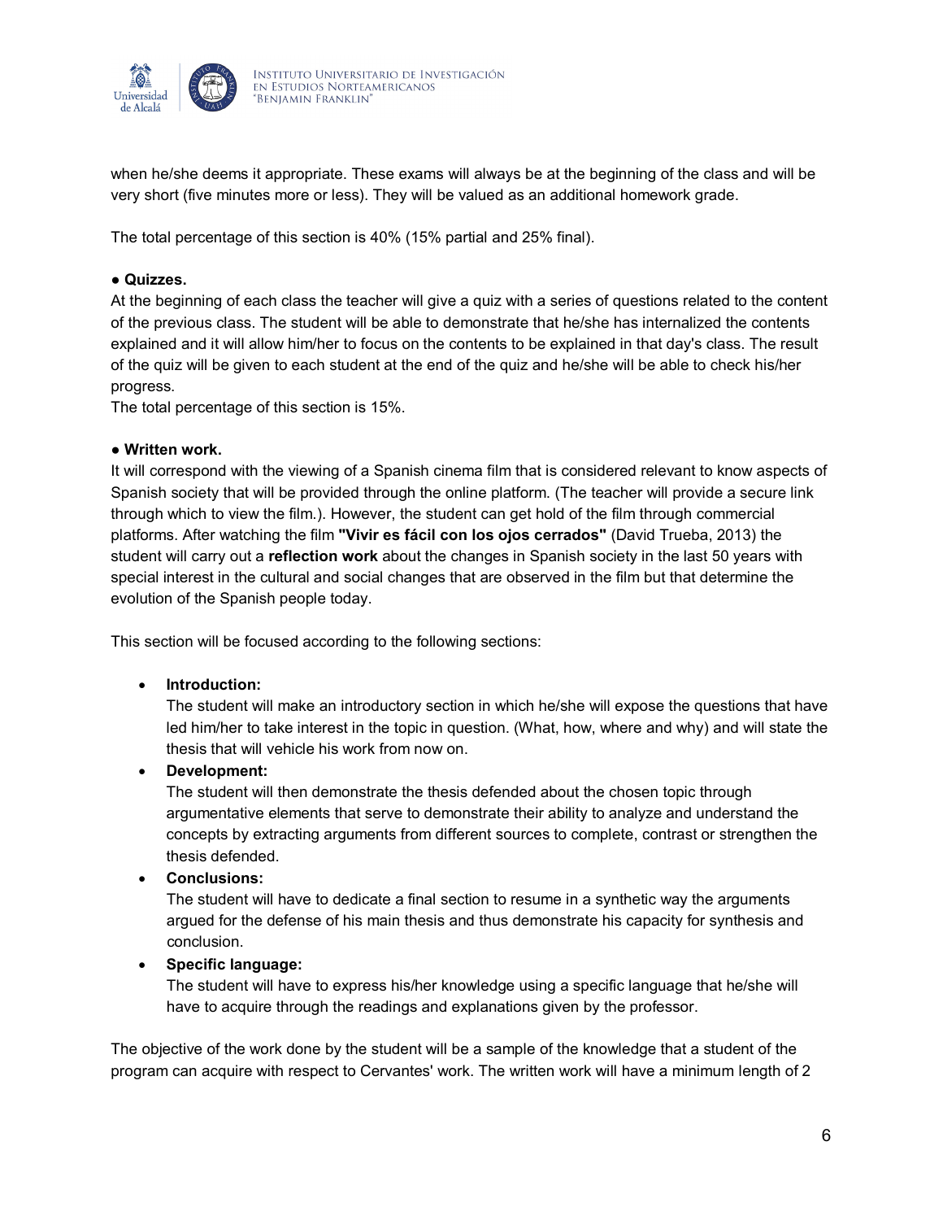when he/she deems it appropriate. These exams will always be at the beginning of the class and will be very short (five minutes more or less). They will be valued as an additional homework grade.

The total percentage of this section is 40% (15% partial and 25% final).

● **Quizzes.**
At the beginning of each class the teacher will give a quiz with a series of questions related to the content of the previous class. The student will be able to demonstrate that he/she has internalized the contents explained and it will allow him/her to focus on the contents to be explained in that day's class. The result of the quiz will be given to each student at the end of the quiz and he/she will be able to check his/her progress.
The total percentage of this section is 15%.

● **Written work.**
It will correspond with the viewing of a Spanish cinema film that is considered relevant to know aspects of Spanish society that will be provided through the online platform. (The teacher will provide a secure link through which to view the film.). However, the student can get hold of the film through commercial platforms. After watching the film **"Vivir es fácil con los ojos cerrados"** (David Trueba, 2013) the student will carry out a **reflection work** about the changes in Spanish society in the last 50 years with special interest in the cultural and social changes that are observed in the film but that determine the evolution of the Spanish people today.

This section will be focused according to the following sections:

- **Introduction:**
  The student will make an introductory section in which he/she will expose the questions that have led him/her to take interest in the topic in question. (What, how, where and why) and will state the thesis that will vehicle his work from now on.
- **Development:**
  The student will then demonstrate the thesis defended about the chosen topic through argumentative elements that serve to demonstrate their ability to analyze and understand the concepts by extracting arguments from different sources to complete, contrast or strengthen the thesis defended.
- **Conclusions:**
  The student will have to dedicate a final section to resume in a synthetic way the arguments argued for the defense of his main thesis and thus demonstrate his capacity for synthesis and conclusion.
- **Specific language:**
  The student will have to express his/her knowledge using a specific language that he/she will have to acquire through the readings and explanations given by the professor.

The objective of the work done by the student will be a sample of the knowledge that a student of the program can acquire with respect to Cervantes' work. The written work will have a minimum length of 2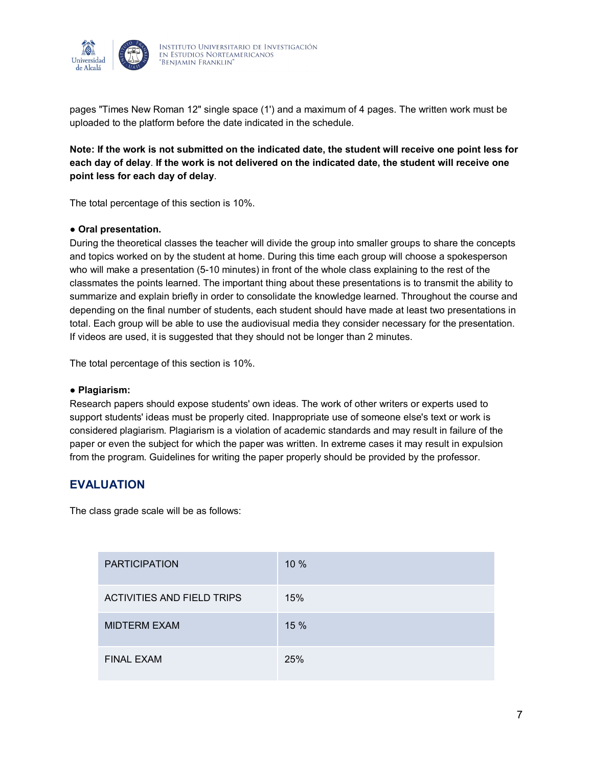pages "Times New Roman 12" single space (1') and a maximum of 4 pages. The written work must be uploaded to the platform before the date indicated in the schedule.

**Note: If the work is not submitted on the indicated date, the student will receive one point less for each day of delay**. **If the work is not delivered on the indicated date, the student will receive one point less for each day of delay**.

The total percentage of this section is 10%.

● **Oral presentation.**

During the theoretical classes the teacher will divide the group into smaller groups to share the concepts and topics worked on by the student at home. During this time each group will choose a spokesperson who will make a presentation (5-10 minutes) in front of the whole class explaining to the rest of the classmates the points learned. The important thing about these presentations is to transmit the ability to summarize and explain briefly in order to consolidate the knowledge learned. Throughout the course and depending on the final number of students, each student should have made at least two presentations in total. Each group will be able to use the audiovisual media they consider necessary for the presentation. If videos are used, it is suggested that they should not be longer than 2 minutes.

The total percentage of this section is 10%.

● **Plagiarism:**

Research papers should expose students' own ideas. The work of other writers or experts used to support students' ideas must be properly cited. Inappropriate use of someone else's text or work is considered plagiarism. Plagiarism is a violation of academic standards and may result in failure of the paper or even the subject for which the paper was written. In extreme cases it may result in expulsion from the program. Guidelines for writing the paper properly should be provided by the professor.

## EVALUATION

The class grade scale will be as follows:

| | |
|---|---|
| PARTICIPATION | 10 % |
| ACTIVITIES AND FIELD TRIPS | 15% |
| MIDTERM EXAM | 15 % |
| FINAL EXAM | 25% |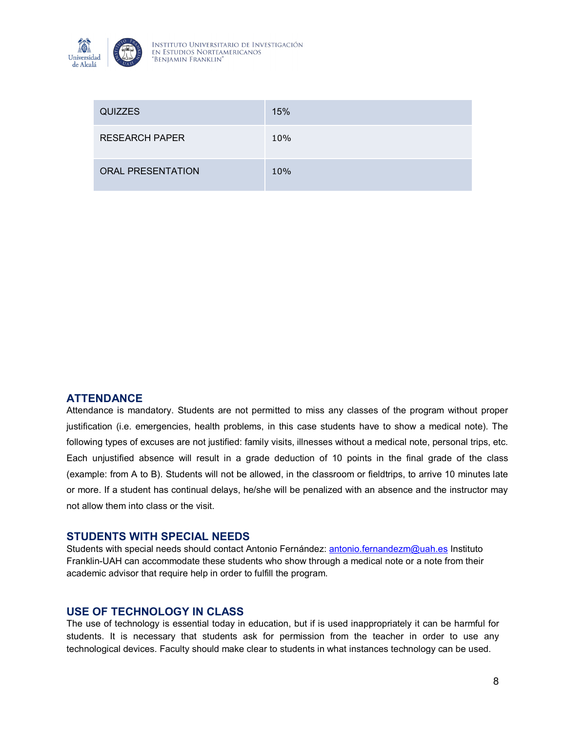| QUIZZES | 15% |
| --- | --- |
| RESEARCH PAPER | 10% |
| ORAL PRESENTATION | 10% |

## ATTENDANCE

Attendance is mandatory. Students are not permitted to miss any classes of the program without proper justification (i.e. emergencies, health problems, in this case students have to show a medical note). The following types of excuses are not justified: family visits, illnesses without a medical note, personal trips, etc. Each unjustified absence will result in a grade deduction of 10 points in the final grade of the class (example: from A to B). Students will not be allowed, in the classroom or fieldtrips, to arrive 10 minutes late or more. If a student has continual delays, he/she will be penalized with an absence and the instructor may not allow them into class or the visit.

## STUDENTS WITH SPECIAL NEEDS

Students with special needs should contact Antonio Fernández: antonio.fernandezm@uah.es Instituto Franklin-UAH can accommodate these students who show through a medical note or a note from their academic advisor that require help in order to fulfill the program.

## USE OF TECHNOLOGY IN CLASS

The use of technology is essential today in education, but if is used inappropriately it can be harmful for students. It is necessary that students ask for permission from the teacher in order to use any technological devices. Faculty should make clear to students in what instances technology can be used.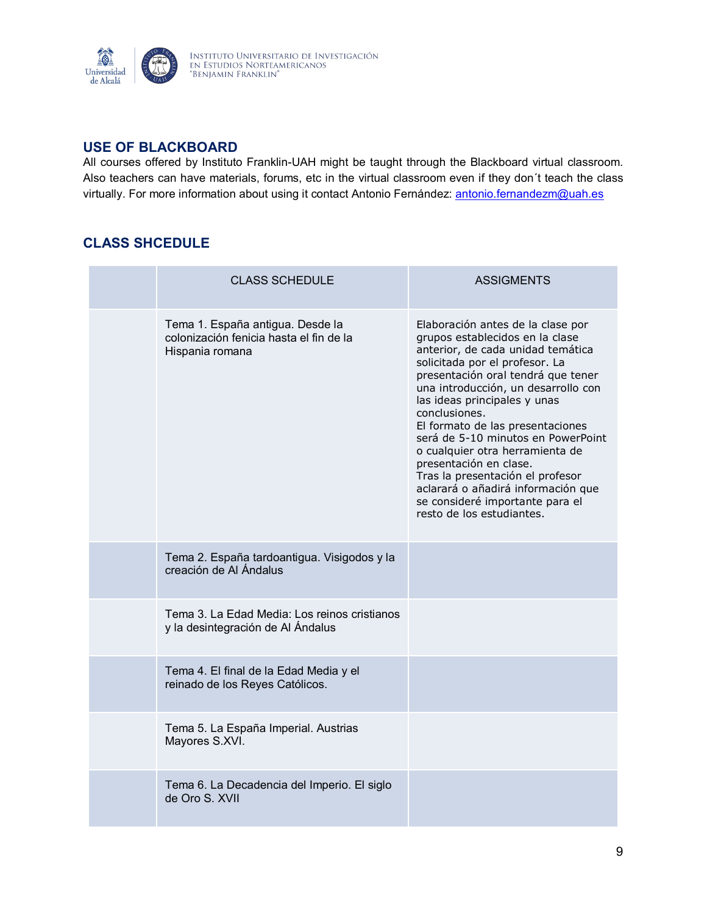## USE OF BLACKBOARD

All courses offered by Instituto Franklin-UAH might be taught through the Blackboard virtual classroom. Also teachers can have materials, forums, etc in the virtual classroom even if they don´t teach the class virtually. For more information about using it contact Antonio Fernández: antonio.fernandezm@uah.es

## CLASS SHCEDULE

| | CLASS SCHEDULE | ASSIGMENTS |
|---|---|---|
| | Tema 1. España antigua. Desde la colonización fenicia hasta el fin de la Hispania romana | Elaboración antes de la clase por grupos establecidos en la clase anterior, de cada unidad temática solicitada por el profesor. La presentación oral tendrá que tener una introducción, un desarrollo con las ideas principales y unas conclusiones.<br>El formato de las presentaciones será de 5-10 minutos en PowerPoint o cualquier otra herramienta de presentación en clase.<br>Tras la presentación el profesor aclarará o añadirá información que se consideré importante para el resto de los estudiantes. |
| | Tema 2. España tardoantigua. Visigodos y la creación de Al Ándalus | |
| | Tema 3. La Edad Media: Los reinos cristianos y la desintegración de Al Ándalus | |
| | Tema 4. El final de la Edad Media y el reinado de los Reyes Católicos. | |
| | Tema 5. La España Imperial. Austrias Mayores S.XVI. | |
| | Tema 6. La Decadencia del Imperio. El siglo de Oro S. XVII | |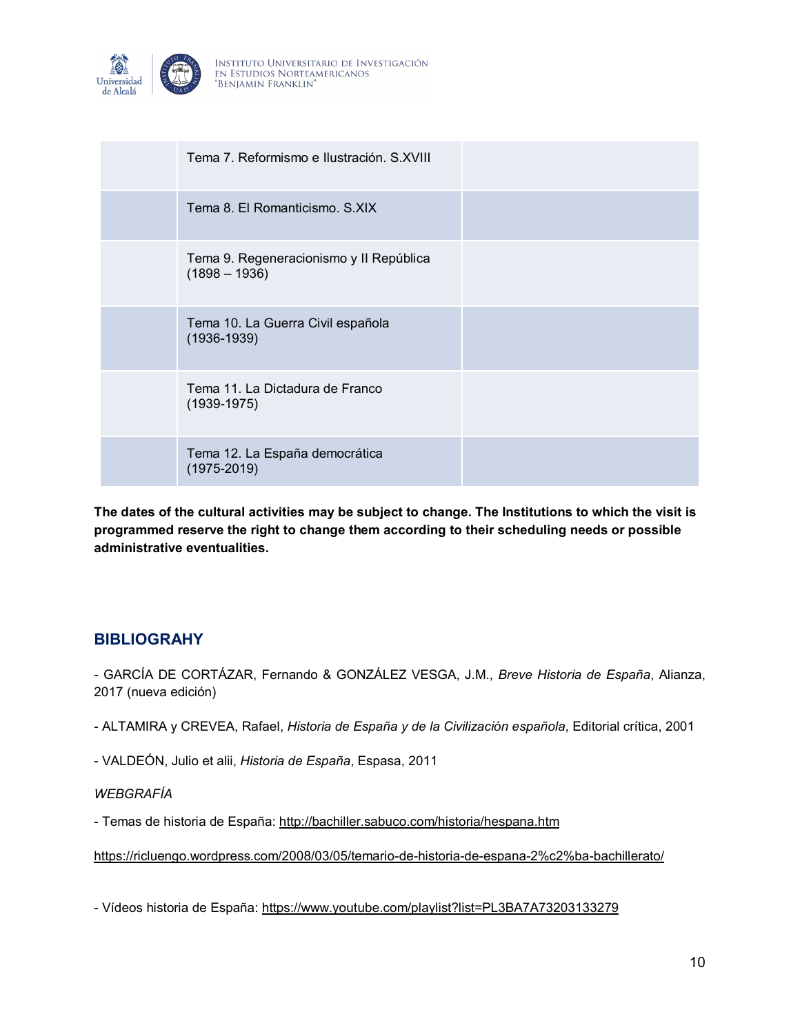| | | |
|---|---|---|
| | Tema 7. Reformismo e Ilustración. S.XVIII | |
| | Tema 8. El Romanticismo. S.XIX | |
| | Tema 9. Regeneracionismo y II República (1898 – 1936) | |
| | Tema 10. La Guerra Civil española (1936-1939) | |
| | Tema 11. La Dictadura de Franco (1939-1975) | |
| | Tema 12. La España democrática (1975-2019) | |

**The dates of the cultural activities may be subject to change. The Institutions to which the visit is programmed reserve the right to change them according to their scheduling needs or possible administrative eventualities.**

## BIBLIOGRAHY

- GARCÍA DE CORTÁZAR, Fernando & GONZÁLEZ VESGA, J.M., *Breve Historia de España*, Alianza, 2017 (nueva edición)

- ALTAMIRA y CREVEA, Rafael, *Historia de España y de la Civilización española*, Editorial crítica, 2001

- VALDEÓN, Julio et alii, *Historia de España*, Espasa, 2011

*WEBGRAFÍA*

- Temas de historia de España: http://bachiller.sabuco.com/historia/hespana.htm

https://ricluengo.wordpress.com/2008/03/05/temario-de-historia-de-espana-2%c2%ba-bachillerato/

- Vídeos historia de España: https://www.youtube.com/playlist?list=PL3BA7A73203133279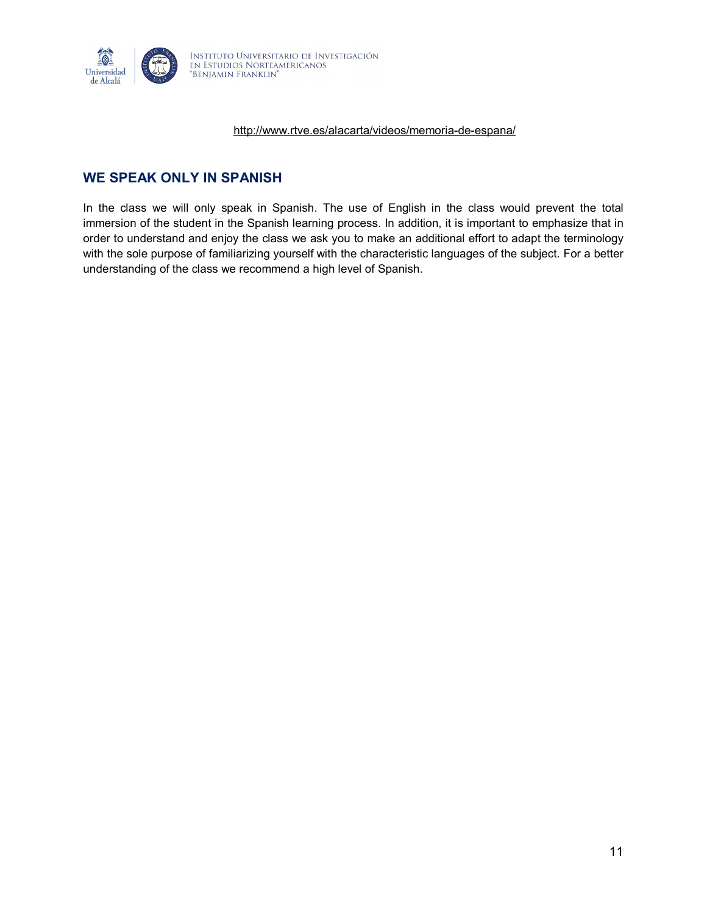http://www.rtve.es/alacarta/videos/memoria-de-espana/

## WE SPEAK ONLY IN SPANISH

In the class we will only speak in Spanish. The use of English in the class would prevent the total immersion of the student in the Spanish learning process. In addition, it is important to emphasize that in order to understand and enjoy the class we ask you to make an additional effort to adapt the terminology with the sole purpose of familiarizing yourself with the characteristic languages of the subject. For a better understanding of the class we recommend a high level of Spanish.